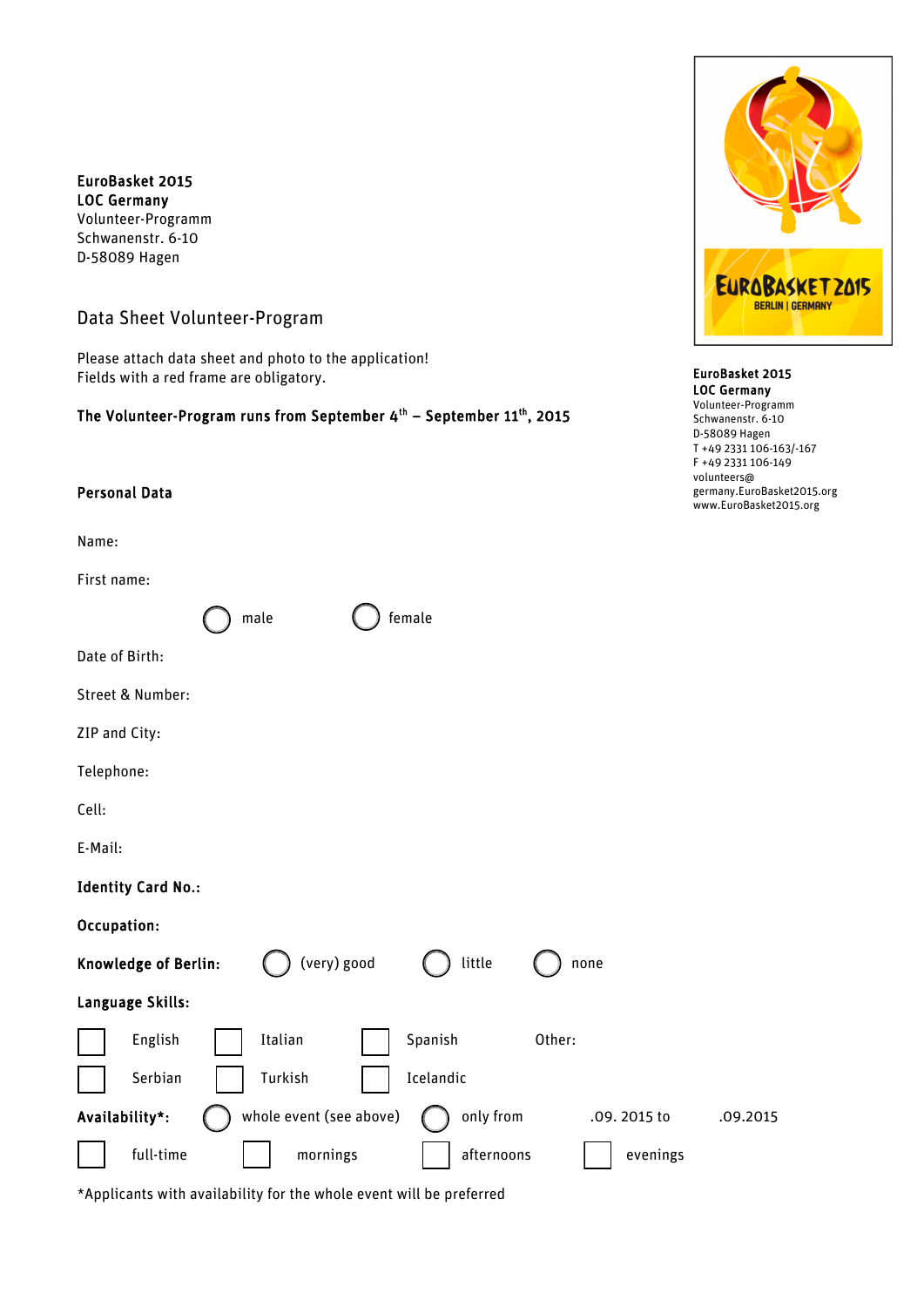**EuroBasket 2015**
**LOC Germany**
Volunteer-Programm
Schwanenstr. 6-10
D-58089 Hagen

**EuroBasket 2015**
**LOC Germany**
Volunteer-Programm
Schwanenstr. 6-10
D-58089 Hagen
T +49 2331 106-163/-167
F +49 2331 106-149
volunteers@germany.EuroBasket2015.org
www.EuroBasket2015.org

## Data Sheet Volunteer-Program

Please attach data sheet and photo to the application!
Fields with a red frame are obligatory.

**The Volunteer-Program runs from September 4th – September 11th, 2015**

### Personal Data

Name:

First name:

○ male ○ female

Date of Birth:

Street & Number:

ZIP and City:

Telephone:

Cell:

E-Mail:

**Identity Card No.:**

**Occupation:**

**Knowledge of Berlin:** ○ (very) good ○ little ○ none

**Language Skills:**

☐ English ☐ Italian ☐ Spanish Other:

☐ Serbian ☐ Turkish ☐ Icelandic

**Availability*:** ○ whole event (see above) ○ only from .09. 2015 to .09.2015

☐ full-time ☐ mornings ☐ afternoons ☐ evenings

*Applicants with availability for the whole event will be preferred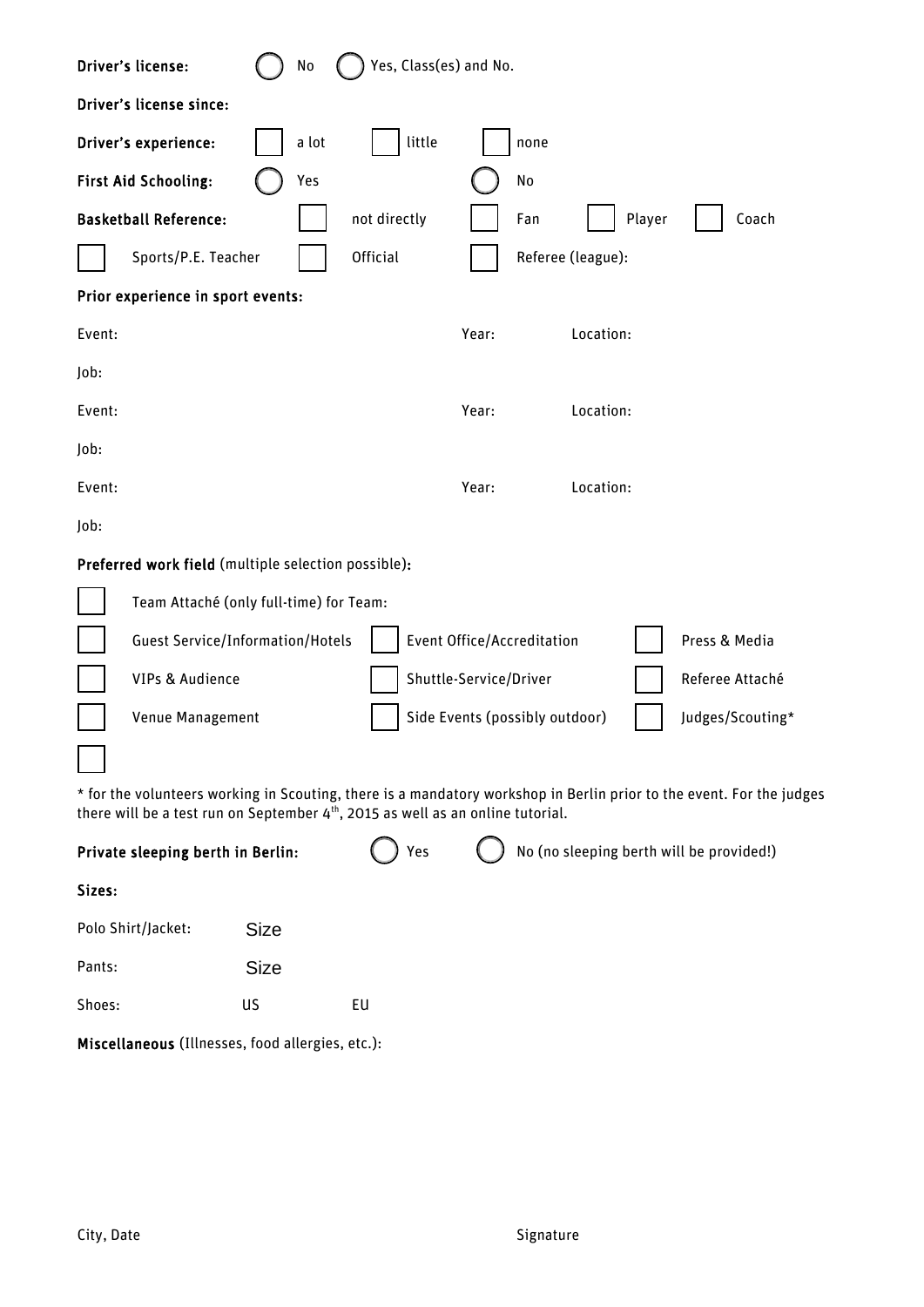**Driver's license:** ◯ No ◯ Yes, Class(es) and No.

**Driver's license since:**

**Driver's experience:** ☐ a lot ☐ little ☐ none

**First Aid Schooling:** ◯ Yes ◯ No

**Basketball Reference:** ☐ not directly ☐ Fan ☐ Player ☐ Coach

☐ Sports/P.E. Teacher ☐ Official ☐ Referee (league):

**Prior experience in sport events:**

Event: Year: Location:

Job:

Event: Year: Location:

Job:

Event: Year: Location:

Job:

**Preferred work field** (multiple selection possible)**:**

☐ Team Attaché (only full-time) for Team:

☐ Guest Service/Information/Hotels ☐ Event Office/Accreditation ☐ Press & Media

☐ VIPs & Audience ☐ Shuttle-Service/Driver ☐ Referee Attaché

☐ Venue Management ☐ Side Events (possibly outdoor) ☐ Judges/Scouting*

☐

* for the volunteers working in Scouting, there is a mandatory workshop in Berlin prior to the event. For the judges there will be a test run on September 4th, 2015 as well as an online tutorial.

**Private sleeping berth in Berlin:** ◯ Yes ◯ No (no sleeping berth will be provided!)

**Sizes:**

Polo Shirt/Jacket: Size

Pants: Size

Shoes: US EU

**Miscellaneous** (Illnesses, food allergies, etc.):

City, Date Signature